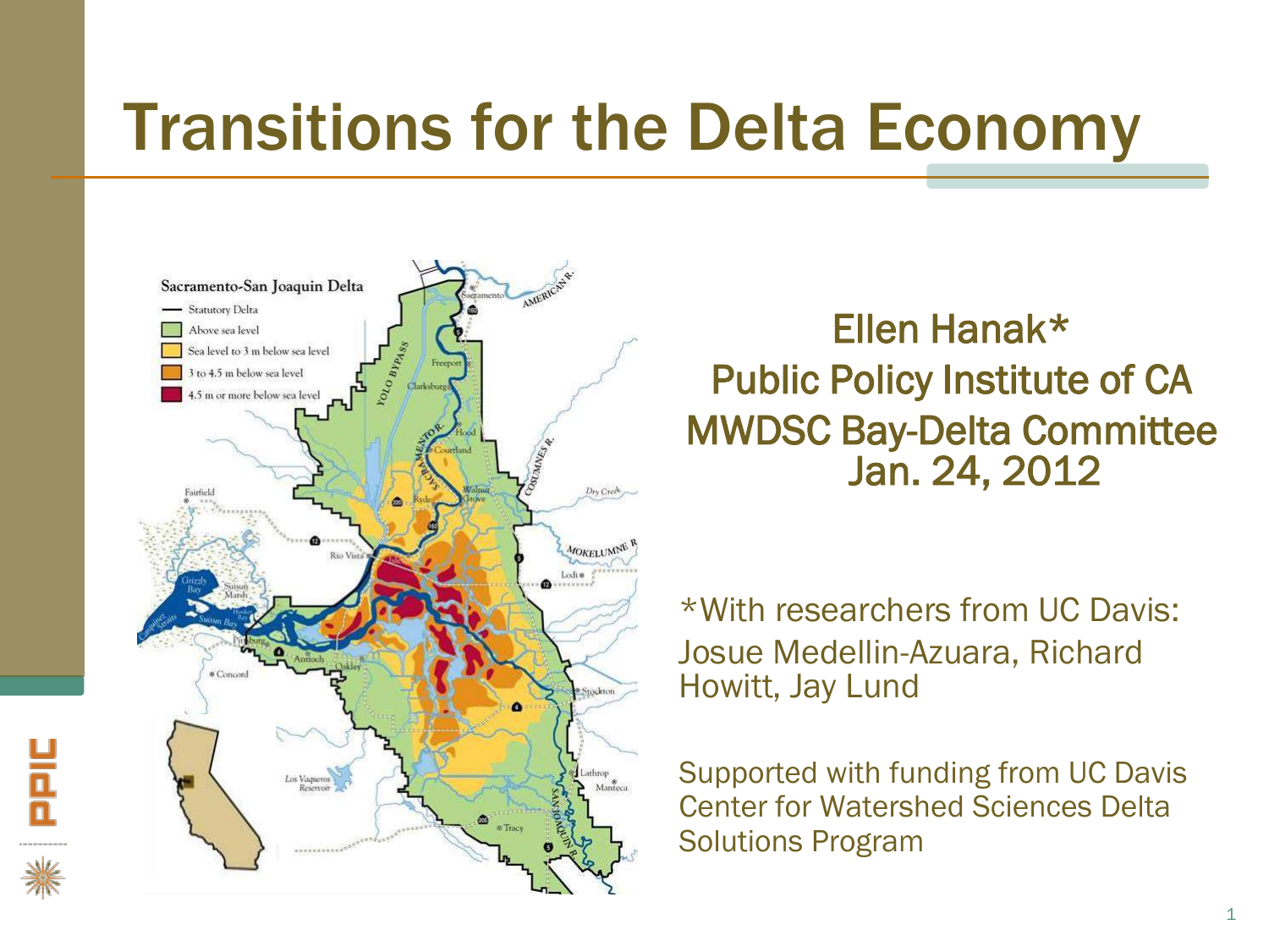# Transitions for the Delta Economy

Ellen Hanak*
Public Policy Institute of CA
MWDSC Bay-Delta Committee
Jan. 24, 2012

*With researchers from UC Davis: Josue Medellin-Azuara, Richard Howitt, Jay Lund

Supported with funding from UC Davis Center for Watershed Sciences Delta Solutions Program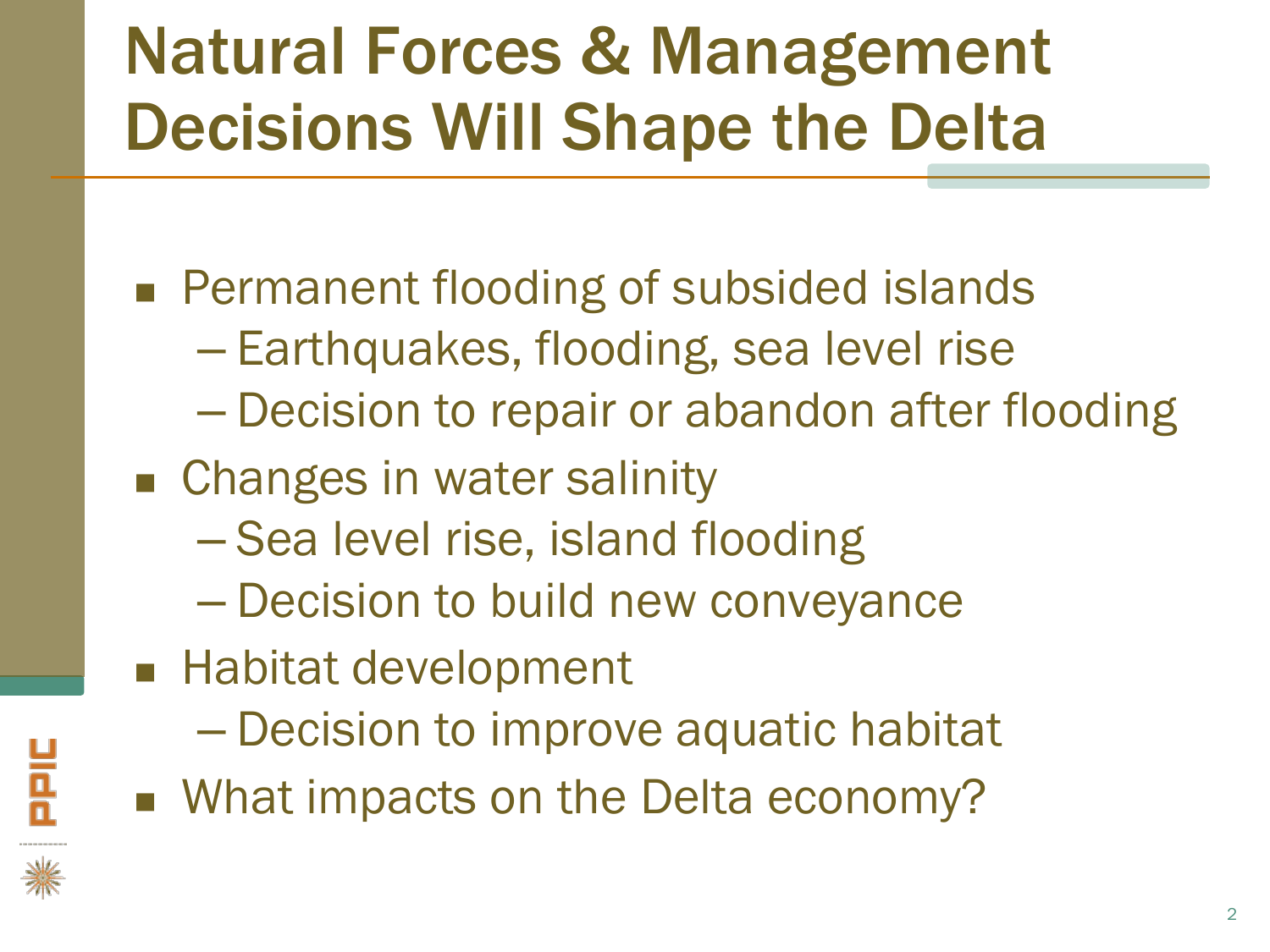# Natural Forces & Management Decisions Will Shape the Delta

- Permanent flooding of subsided islands
  - Earthquakes, flooding, sea level rise
  - Decision to repair or abandon after flooding
- Changes in water salinity
  - Sea level rise, island flooding
  - Decision to build new conveyance
- Habitat development
  - Decision to improve aquatic habitat
- What impacts on the Delta economy?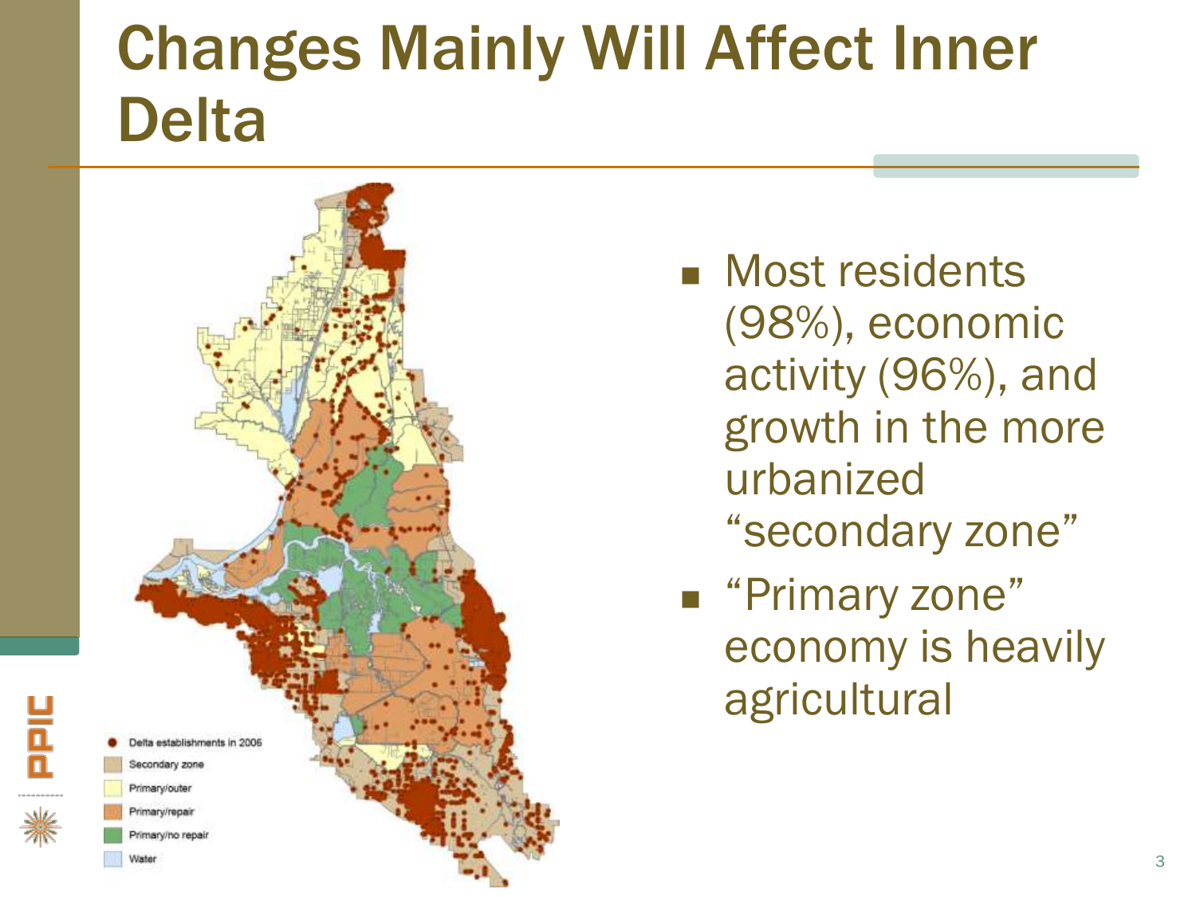# Changes Mainly Will Affect Inner Delta

- Delta establishments in 2006
- Secondary zone
- Primary/outer
- Primary/repair
- Primary/no repair
- Water

- Most residents (98%), economic activity (96%), and growth in the more urbanized "secondary zone"
- "Primary zone" economy is heavily agricultural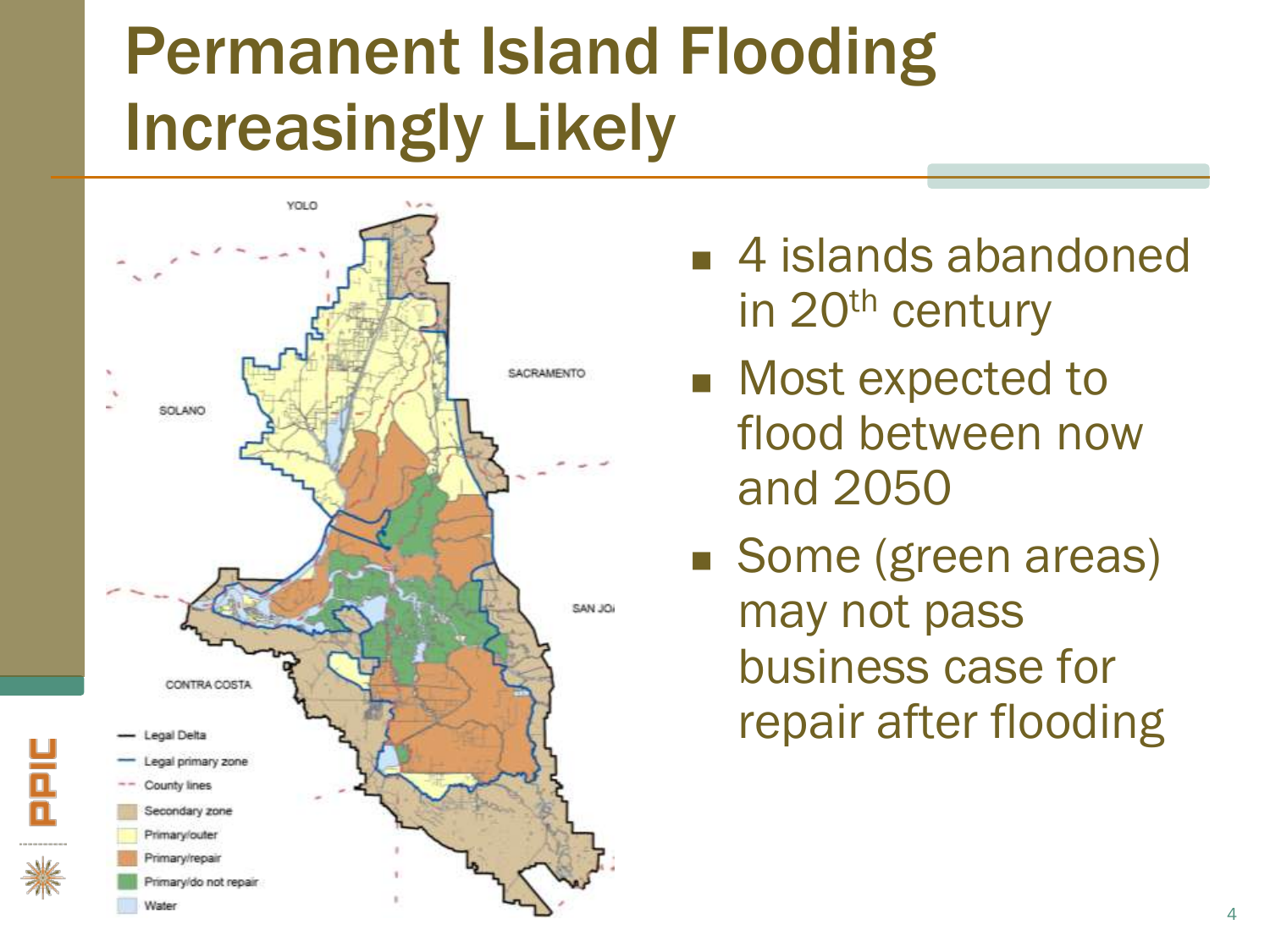# Permanent Island Flooding Increasingly Likely

- 4 islands abandoned in 20th century
- Most expected to flood between now and 2050
- Some (green areas) may not pass business case for repair after flooding

YOLO

SACRAMENTO

SOLANO

SAN JO

CONTRA COSTA

- Legal Delta
- Legal primary zone
- County lines
- Secondary zone
- Primary/outer
- Primary/repair
- Primary/do not repair
- Water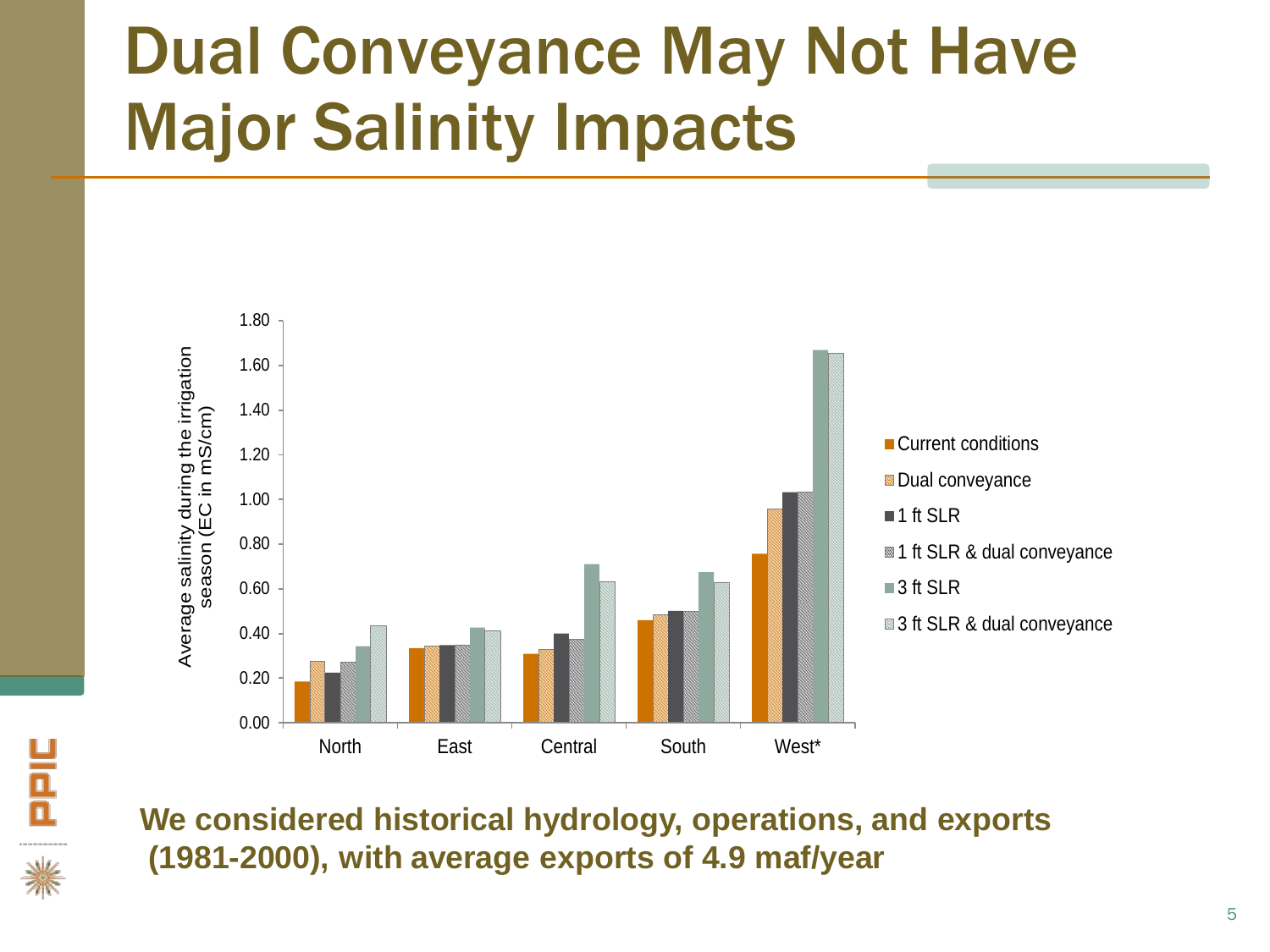# Dual Conveyance May Not Have Major Salinity Impacts

**We considered historical hydrology, operations, and exports (1981-2000), with average exports of 4.9 maf/year**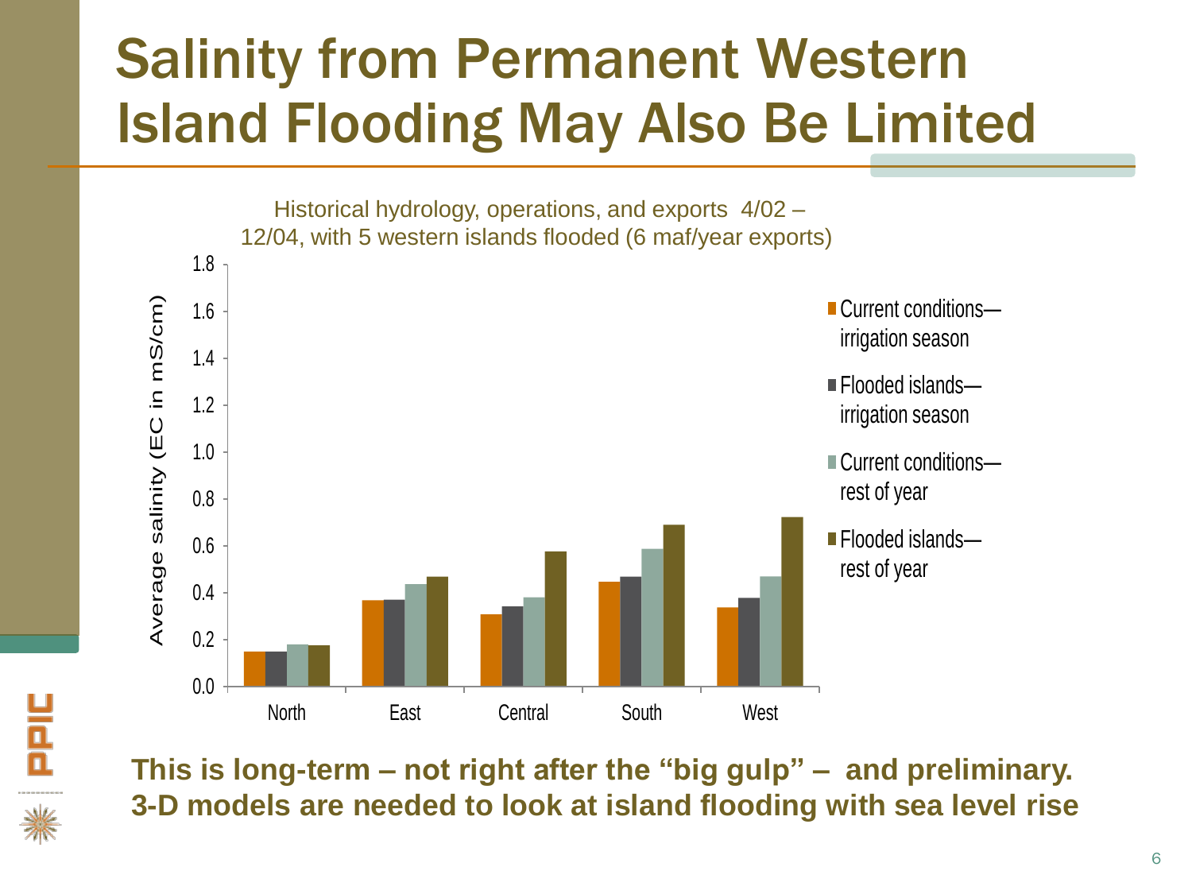# Salinity from Permanent Western Island Flooding May Also Be Limited

Historical hydrology, operations, and exports 4/02 – 12/04, with 5 western islands flooded (6 maf/year exports)

| Region | Current conditions—irrigation season | Flooded islands—irrigation season | Current conditions—rest of year | Flooded islands—rest of year |
|---|---|---|---|---|
| North | 0.15 | 0.15 | 0.18 | 0.18 |
| East | 0.37 | 0.37 | 0.44 | 0.47 |
| Central | 0.31 | 0.34 | 0.38 | 0.58 |
| South | 0.45 | 0.47 | 0.59 | 0.69 |
| West | 0.34 | 0.38 | 0.47 | 0.72 |

Average salinity (EC in mS/cm)

**This is long-term – not right after the "big gulp" – and preliminary. 3-D models are needed to look at island flooding with sea level rise**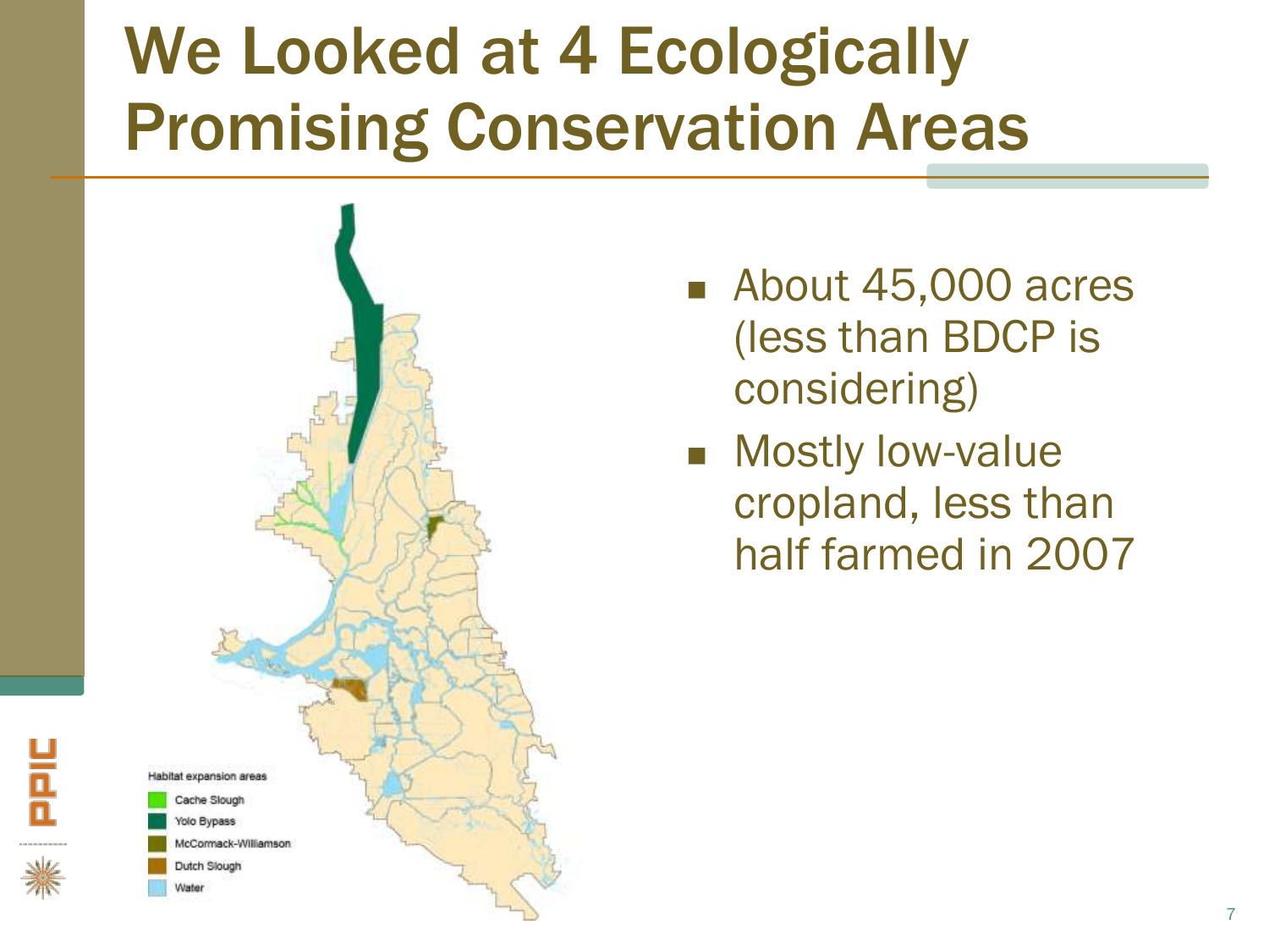# We Looked at 4 Ecologically Promising Conservation Areas

Habitat expansion areas

- Cache Slough
- Yolo Bypass
- McCormack-Williamson
- Dutch Slough
- Water

- About 45,000 acres (less than BDCP is considering)
- Mostly low-value cropland, less than half farmed in 2007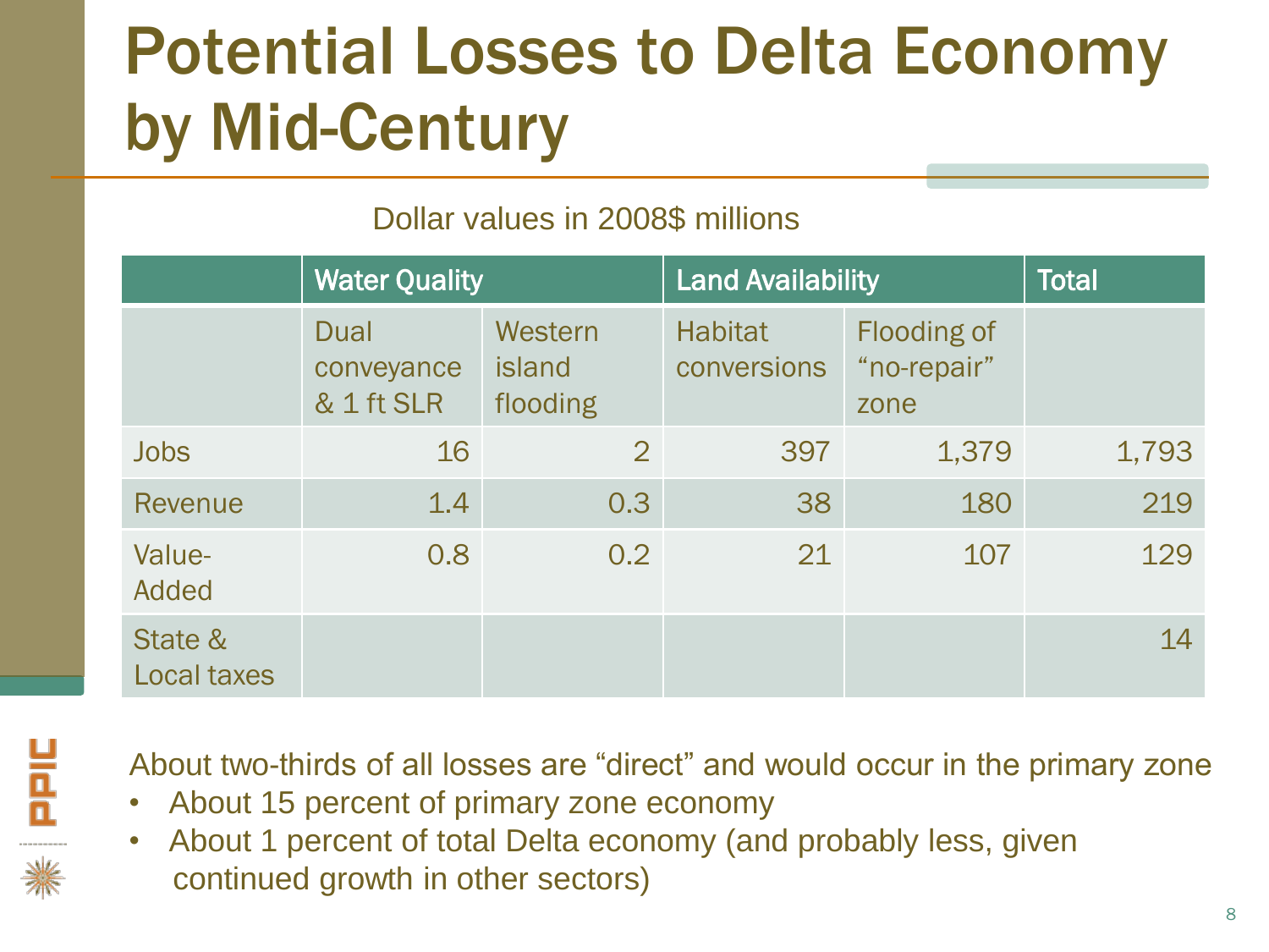# Potential Losses to Delta Economy by Mid-Century

Dollar values in 2008$ millions

| | Water Quality | | Land Availability | | Total |
|---|---|---|---|---|---|
| | Dual conveyance & 1 ft SLR | Western island flooding | Habitat conversions | Flooding of "no-repair" zone | |
| Jobs | 16 | 2 | 397 | 1,379 | 1,793 |
| Revenue | 1.4 | 0.3 | 38 | 180 | 219 |
| Value-Added | 0.8 | 0.2 | 21 | 107 | 129 |
| State & Local taxes | | | | | 14 |

About two-thirds of all losses are "direct" and would occur in the primary zone

- About 15 percent of primary zone economy
- About 1 percent of total Delta economy (and probably less, given continued growth in other sectors)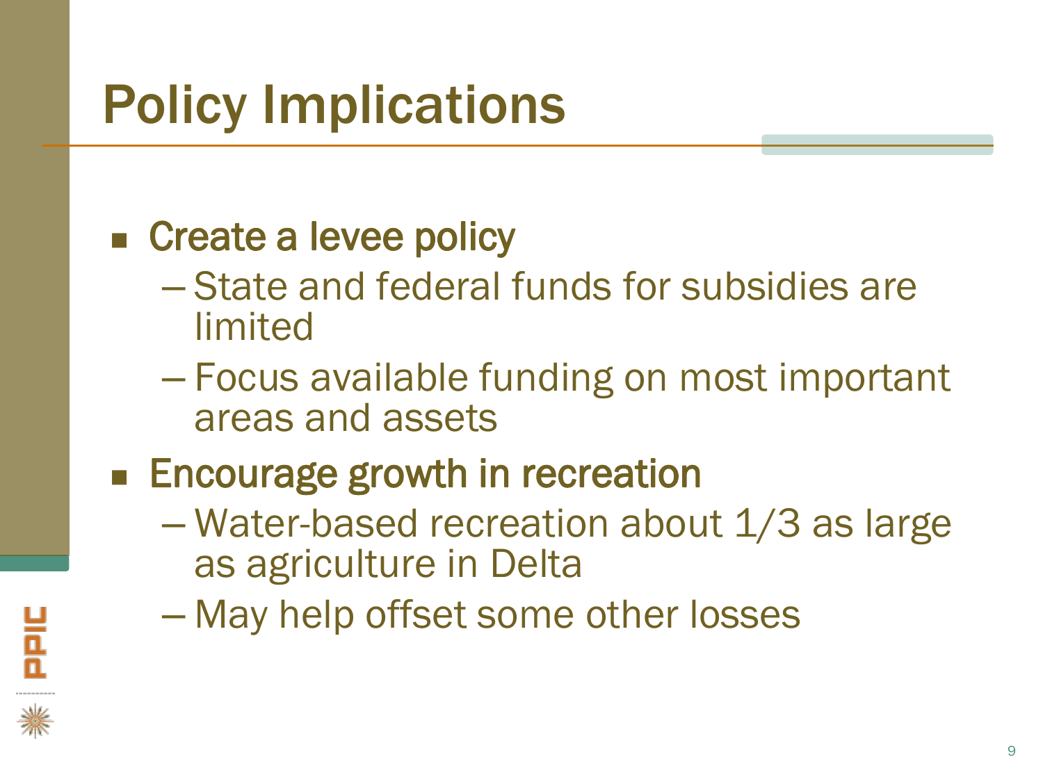# Policy Implications

- Create a levee policy
  - State and federal funds for subsidies are limited
  - Focus available funding on most important areas and assets
- Encourage growth in recreation
  - Water-based recreation about 1/3 as large as agriculture in Delta
  - May help offset some other losses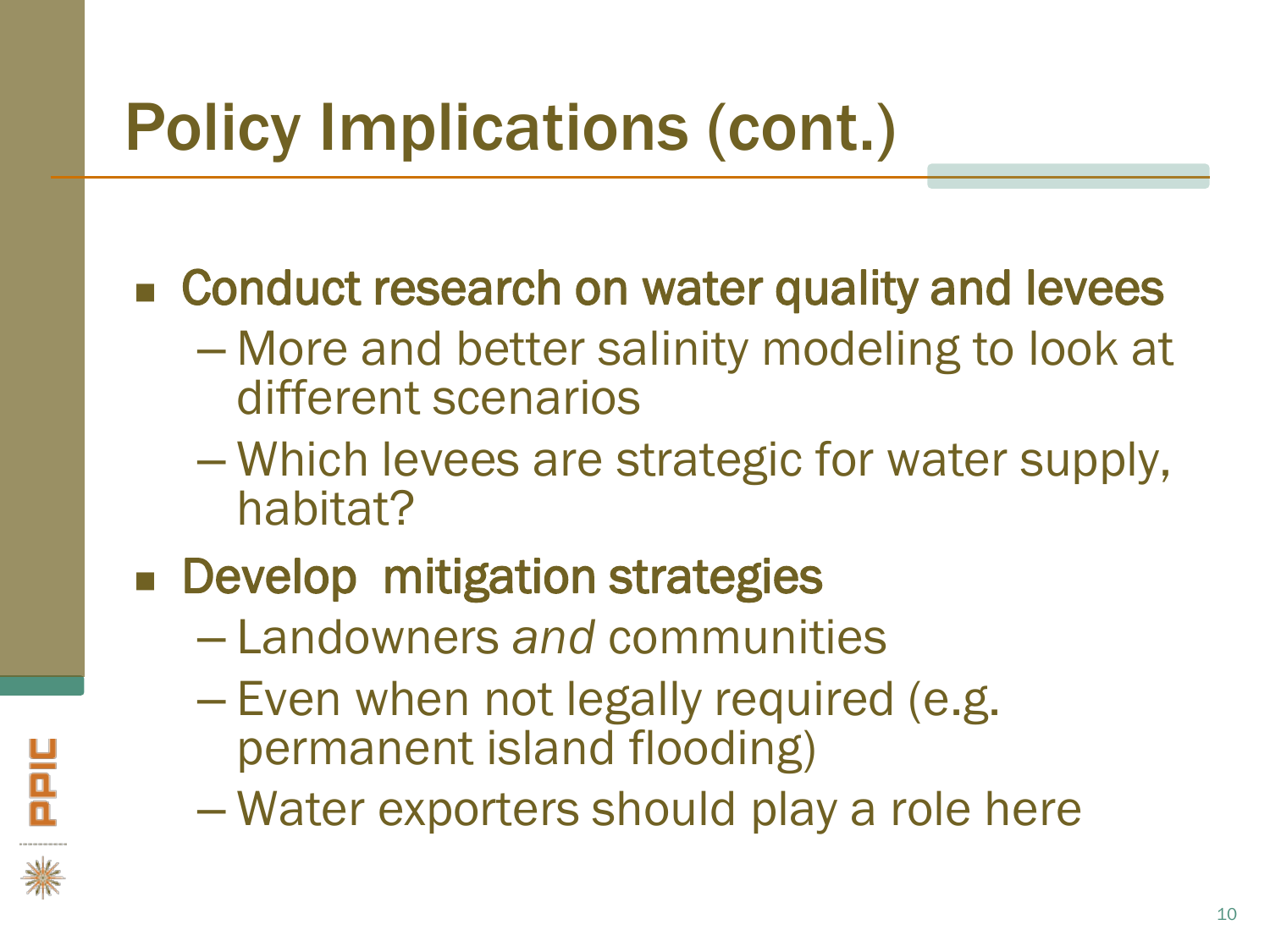# Policy Implications (cont.)

- Conduct research on water quality and levees
  - More and better salinity modeling to look at different scenarios
  - Which levees are strategic for water supply, habitat?
- Develop mitigation strategies
  - Landowners *and* communities
  - Even when not legally required (e.g. permanent island flooding)
  - Water exporters should play a role here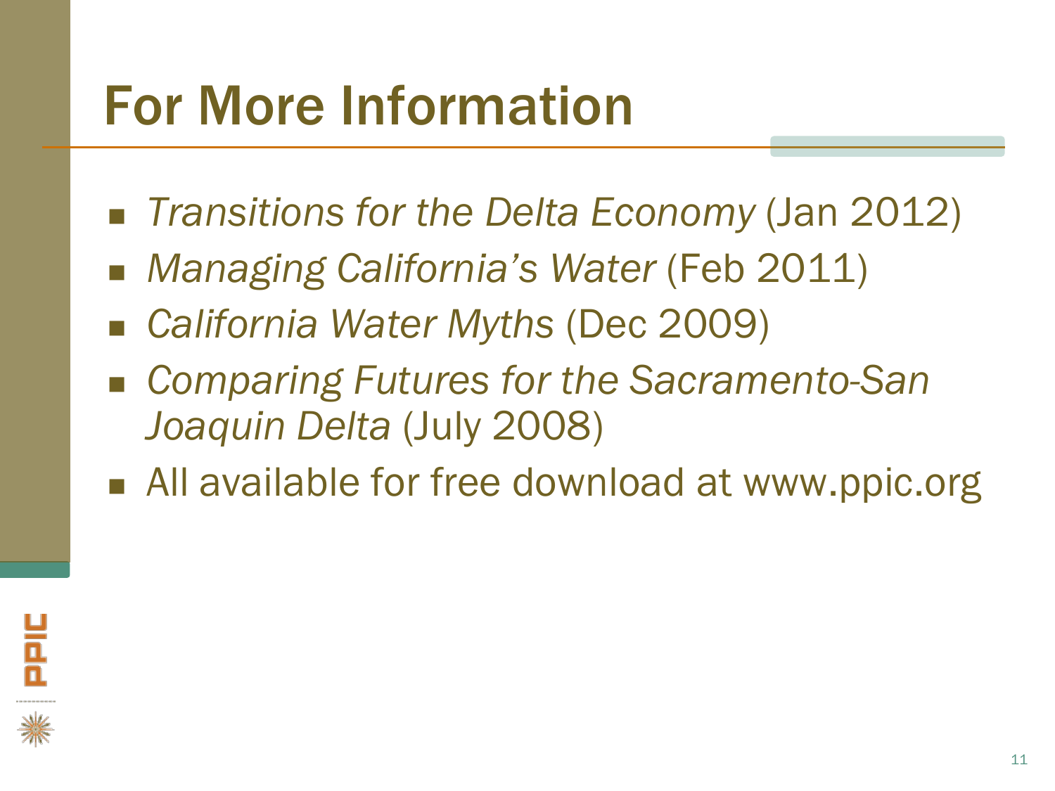# For More Information

- *Transitions for the Delta Economy* (Jan 2012)
- *Managing California's Water* (Feb 2011)
- *California Water Myths* (Dec 2009)
- *Comparing Futures for the Sacramento-San Joaquin Delta* (July 2008)
- All available for free download at www.ppic.org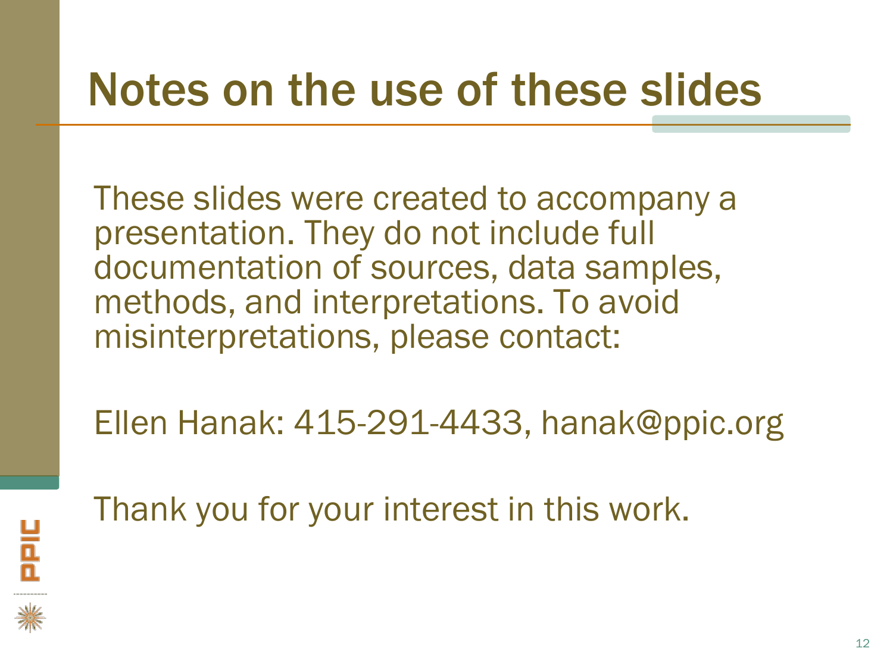# Notes on the use of these slides

These slides were created to accompany a presentation. They do not include full documentation of sources, data samples, methods, and interpretations. To avoid misinterpretations, please contact:

Ellen Hanak: 415-291-4433, hanak@ppic.org

Thank you for your interest in this work.